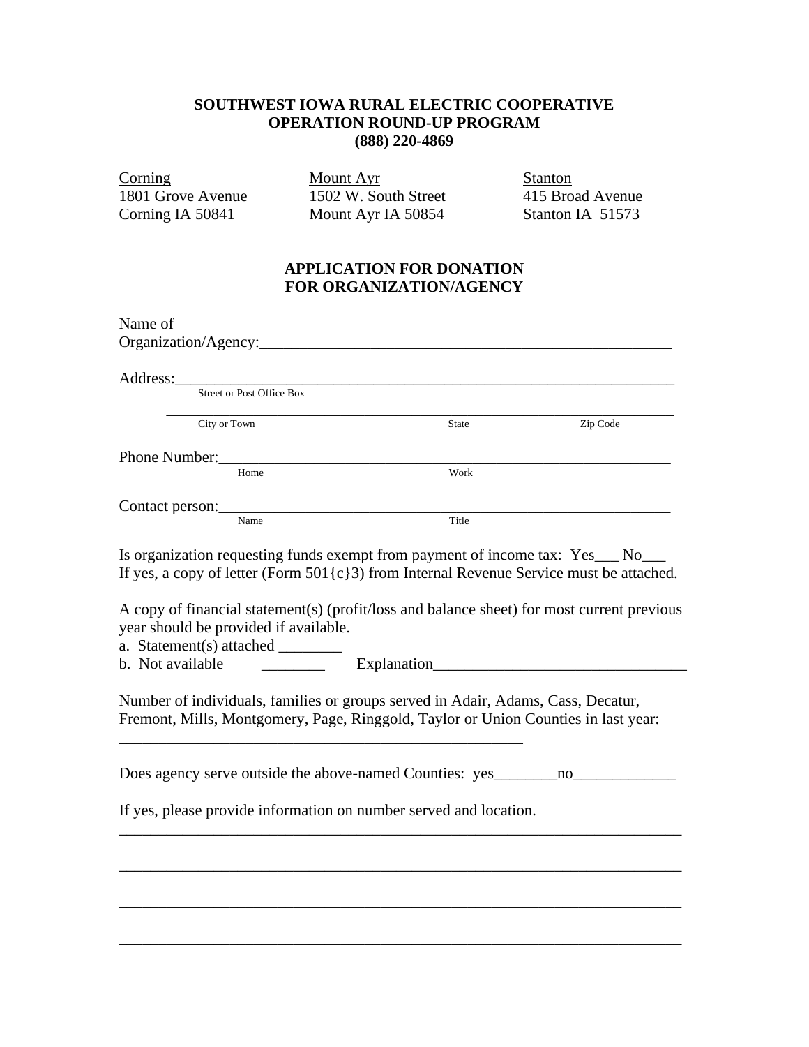**SOUTHWEST IOWA RURAL ELECTRIC COOPERATIVE**
**OPERATION ROUND-UP PROGRAM**
**(888) 220-4869**

| Corning | Mount Ayr | Stanton |
|---|---|---|
| 1801 Grove Avenue | 1502 W. South Street | 415 Broad Avenue |
| Corning IA 50841 | Mount Ayr IA 50854 | Stanton IA 51573 |

## APPLICATION FOR DONATION FOR ORGANIZATION/AGENCY

Name of Organization/Agency:_______________________________________________________

Address:_________________________________________________________________
Street or Post Office Box

_________________________________________________________________
City or Town                                        State                    Zip Code

Phone Number:_____________________________________________________________
Home                                        Work

Contact person:____________________________________________________________
Name                                        Title

Is organization requesting funds exempt from payment of income tax: Yes___ No___
If yes, a copy of letter (Form 501{c}3) from Internal Revenue Service must be attached.

A copy of financial statement(s) (profit/loss and balance sheet) for most current previous year should be provided if available.

a. Statement(s) attached ________
b. Not available ________ Explanation________________________________

Number of individuals, families or groups served in Adair, Adams, Cass, Decatur, Fremont, Mills, Montgomery, Page, Ringgold, Taylor or Union Counties in last year:

_____________________________________________________

Does agency serve outside the above-named Counties: yes________no_____________

If yes, please provide information on number served and location.

_________________________________________________________________________

_________________________________________________________________________

_________________________________________________________________________

_________________________________________________________________________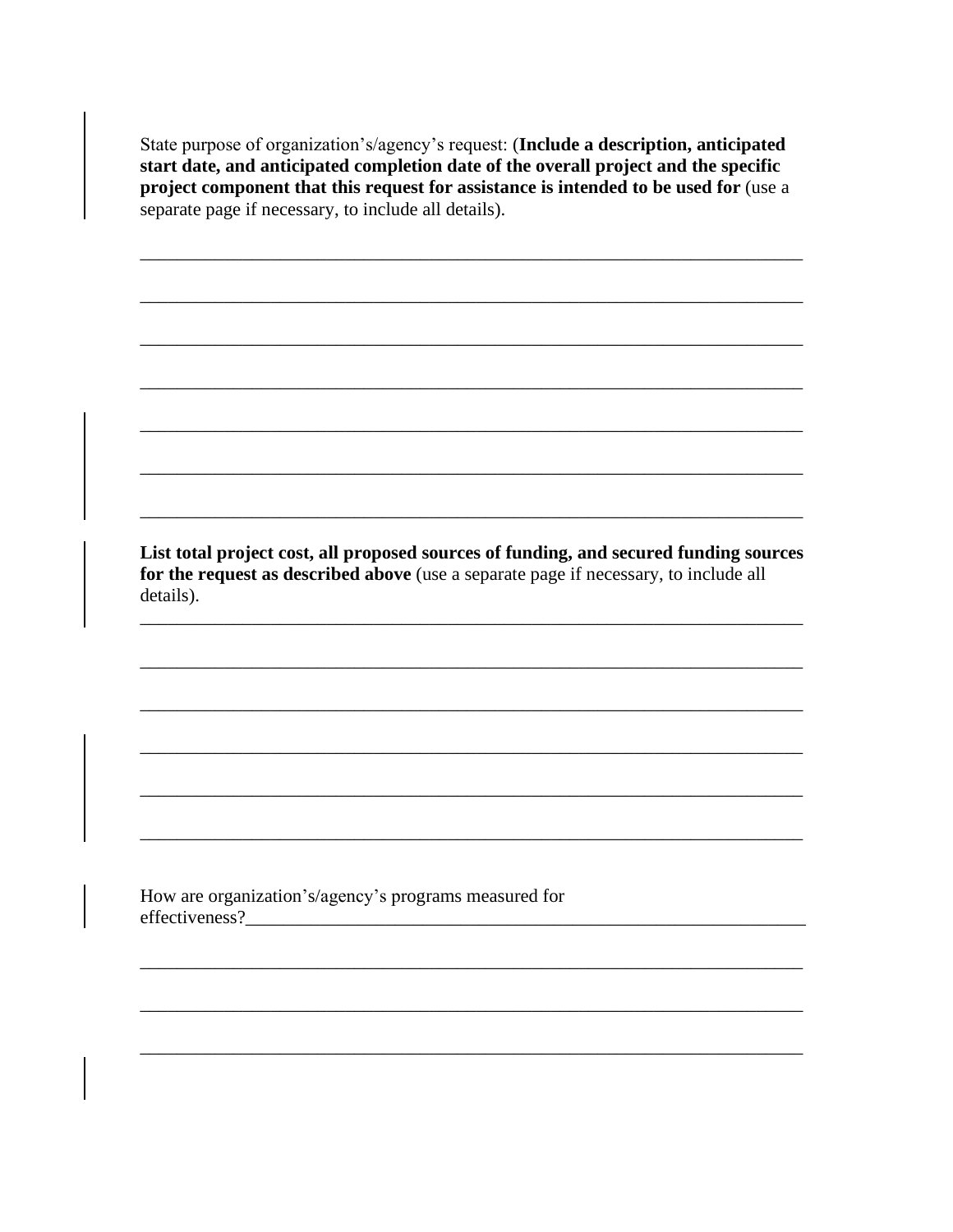State purpose of organization's/agency's request: (**Include a description, anticipated start date, and anticipated completion date of the overall project and the specific project component that this request for assistance is intended to be used for** (use a separate page if necessary, to include all details).

______________________________________________________________________

______________________________________________________________________

______________________________________________________________________

______________________________________________________________________

______________________________________________________________________

______________________________________________________________________

______________________________________________________________________

**List total project cost, all proposed sources of funding, and secured funding sources for the request as described above** (use a separate page if necessary, to include all details).

______________________________________________________________________

______________________________________________________________________

______________________________________________________________________

______________________________________________________________________

______________________________________________________________________

______________________________________________________________________

How are organization's/agency's programs measured for effectiveness?______________________________________________________________

______________________________________________________________________

______________________________________________________________________

______________________________________________________________________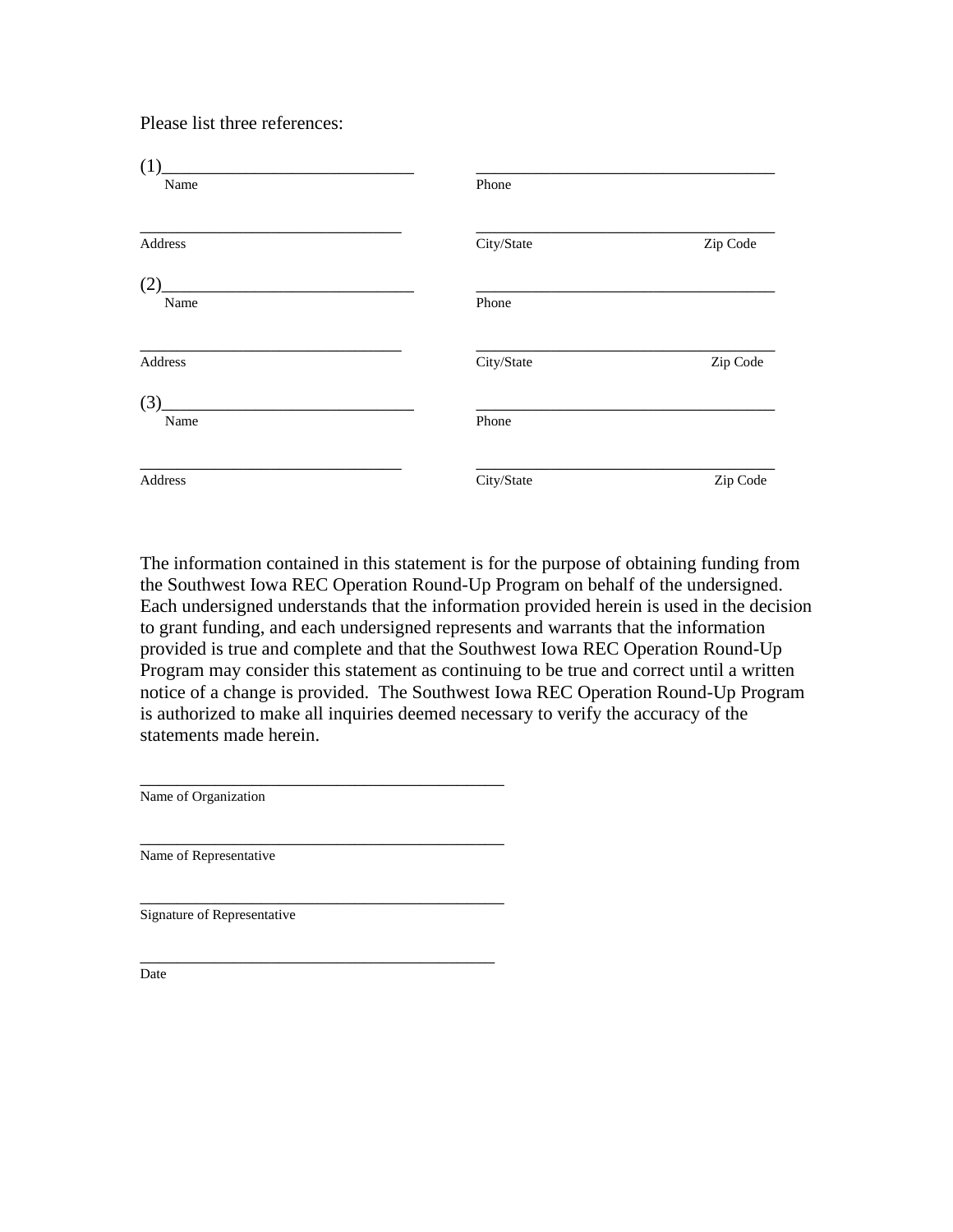Please list three references:

(1)______________________________ ____________________________________

Name Phone

______________________________ ____________________________________

Address City/State Zip Code

(2)______________________________ ____________________________________

Name Phone

______________________________ ____________________________________

Address City/State Zip Code

(3)______________________________ ____________________________________

Name Phone

______________________________ ____________________________________

Address City/State Zip Code

The information contained in this statement is for the purpose of obtaining funding from the Southwest Iowa REC Operation Round-Up Program on behalf of the undersigned. Each undersigned understands that the information provided herein is used in the decision to grant funding, and each undersigned represents and warrants that the information provided is true and complete and that the Southwest Iowa REC Operation Round-Up Program may consider this statement as continuing to be true and correct until a written notice of a change is provided. The Southwest Iowa REC Operation Round-Up Program is authorized to make all inquiries deemed necessary to verify the accuracy of the statements made herein.

____________________________________________

Name of Organization

____________________________________________

Name of Representative

____________________________________________

Signature of Representative

____________________________________________

Date